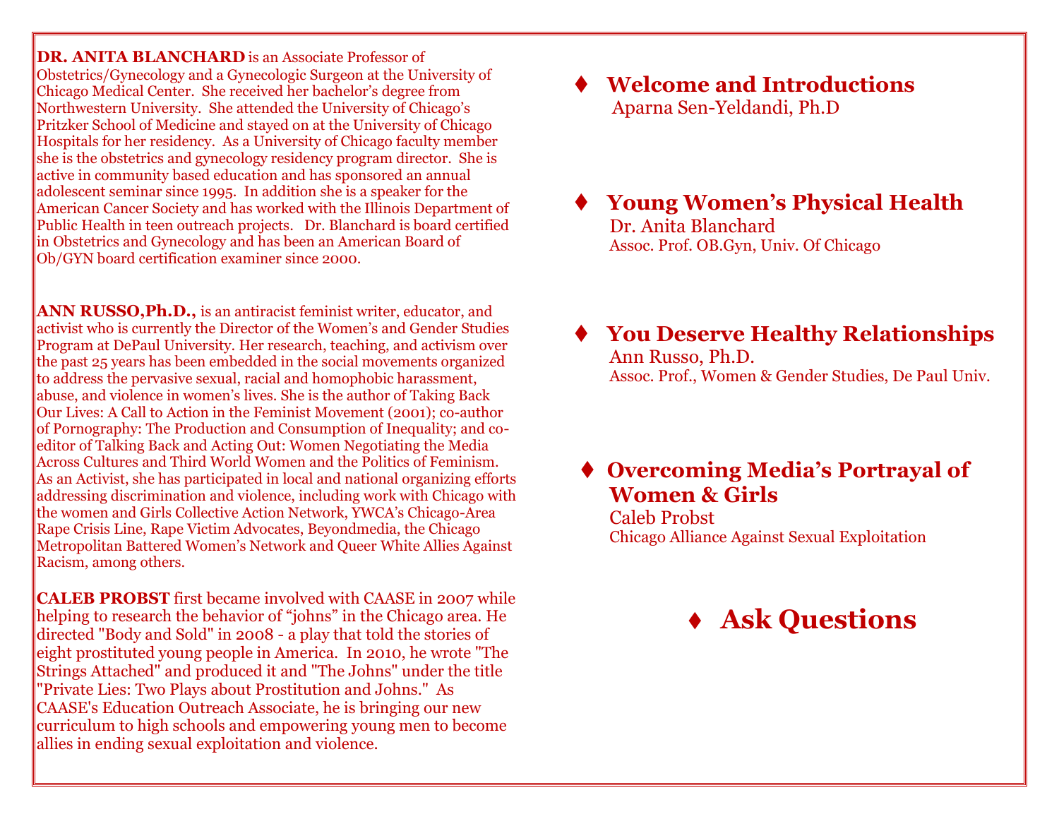**DR. ANITA BLANCHARD** is an Associate Professor of Obstetrics/Gynecology and a Gynecologic Surgeon at the University of Chicago Medical Center. She received her bachelor's degree from Northwestern University. She attended the University of Chicago's Pritzker School of Medicine and stayed on at the University of Chicago Hospitals for her residency. As a University of Chicago faculty member she is the obstetrics and gynecology residency program director. She is active in community based education and has sponsored an annual adolescent seminar since 1995. In addition she is a speaker for the American Cancer Society and has worked with the Illinois Department of Public Health in teen outreach projects. Dr. Blanchard is board certified in Obstetrics and Gynecology and has been an American Board of Ob/GYN board certification examiner since 2000.

**ANN RUSSO,Ph.D.,** is an antiracist feminist writer, educator, and activist who is currently the Director of the Women's and Gender Studies Program at DePaul University. Her research, teaching, and activism over the past 25 years has been embedded in the social movements organized to address the pervasive sexual, racial and homophobic harassment, abuse, and violence in women's lives. She is the author of Taking Back Our Lives: A Call to Action in the Feminist Movement (2001); co-author of Pornography: The Production and Consumption of Inequality; and co-editor of Talking Back and Acting Out: Women Negotiating the Media Across Cultures and Third World Women and the Politics of Feminism. As an Activist, she has participated in local and national organizing efforts addressing discrimination and violence, including work with Chicago with the women and Girls Collective Action Network, YWCA's Chicago-Area Rape Crisis Line, Rape Victim Advocates, Beyondmedia, the Chicago Metropolitan Battered Women's Network and Queer White Allies Against Racism, among others.

**CALEB PROBST** first became involved with CAASE in 2007 while helping to research the behavior of "johns" in the Chicago area. He directed "Body and Sold" in 2008 - a play that told the stories of eight prostituted young people in America. In 2010, he wrote "The Strings Attached" and produced it and "The Johns" under the title "Private Lies: Two Plays about Prostitution and Johns." As CAASE's Education Outreach Associate, he is bringing our new curriculum to high schools and empowering young men to become allies in ending sexual exploitation and violence.

- **Welcome and Introductions**
  Aparna Sen-Yeldandi, Ph.D

- **Young Women's Physical Health**
  Dr. Anita Blanchard
  Assoc. Prof. OB.Gyn, Univ. Of Chicago

- **You Deserve Healthy Relationships**
  Ann Russo, Ph.D.
  Assoc. Prof., Women & Gender Studies, De Paul Univ.

- **Overcoming Media's Portrayal of Women & Girls**
  Caleb Probst
  Chicago Alliance Against Sexual Exploitation

- **Ask Questions**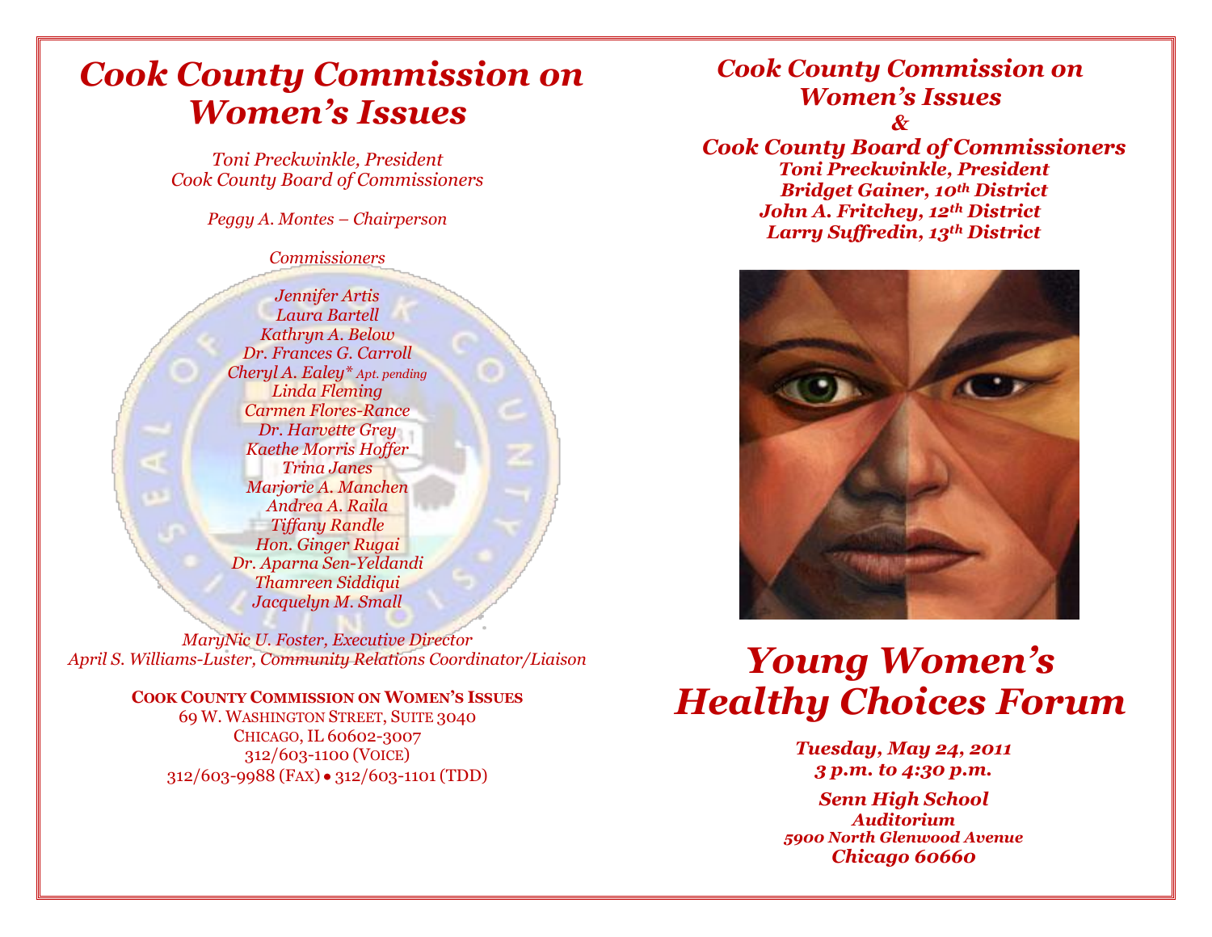# *Cook County Commission on Women's Issues*

*Toni Preckwinkle, President*
*Cook County Board of Commissioners*

*Peggy A. Montes – Chairperson*

*Commissioners*

*Jennifer Artis*
*Laura Bartell*
*Kathryn A. Below*
*Dr. Frances G. Carroll*
*Cheryl A. Ealey\* Apt. pending*
*Linda Fleming*
*Carmen Flores-Rance*
*Dr. Harvette Grey*
*Kaethe Morris Hoffer*
*Trina Janes*
*Marjorie A. Manchen*
*Andrea A. Raila*
*Tiffany Randle*
*Hon. Ginger Rugai*
*Dr. Aparna Sen-Yeldandi*
*Thamreen Siddiqui*
*Jacquelyn M. Small*

*MaryNic U. Foster, Executive Director*
*April S. Williams-Luster, Community Relations Coordinator/Liaison*

**COOK COUNTY COMMISSION ON WOMEN'S ISSUES**
69 W. WASHINGTON STREET, SUITE 3040
CHICAGO, IL 60602-3007
312/603-1100 (VOICE)
312/603-9988 (FAX) • 312/603-1101 (TDD)

## *Cook County Commission on Women's Issues*
## *&*
## *Cook County Board of Commissioners*

***Toni Preckwinkle, President***
***Bridget Gainer, 10th District***
***John A. Fritchey, 12th District***
***Larry Suffredin, 13th District***

# *Young Women's Healthy Choices Forum*

***Tuesday, May 24, 2011***
***3 p.m. to 4:30 p.m.***

***Senn High School***
***Auditorium***
***5900 North Glenwood Avenue***
***Chicago 60660***